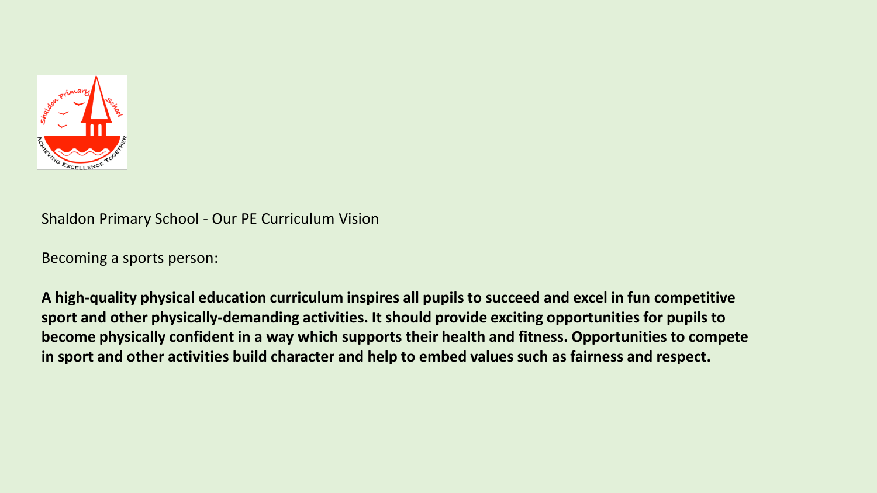Shaldon Primary School - Our PE Curriculum Vision

Becoming a sports person:

**A high-quality physical education curriculum inspires all pupils to succeed and excel in fun competitive sport and other physically-demanding activities. It should provide exciting opportunities for pupils to become physically confident in a way which supports their health and fitness. Opportunities to compete in sport and other activities build character and help to embed values such as fairness and respect.**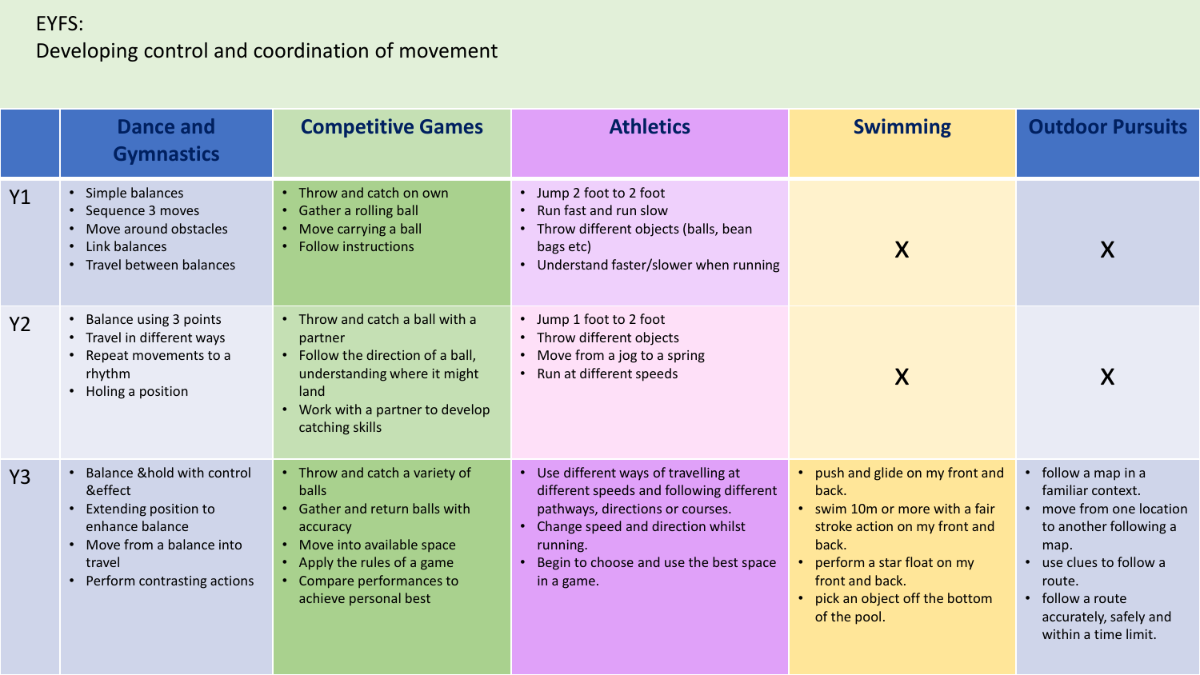EYFS:
Developing control and coordination of movement

| | Dance and Gymnastics | Competitive Games | Athletics | Swimming | Outdoor Pursuits |
|---|---|---|---|---|---|
| Y1 | • Simple balances<br>• Sequence 3 moves<br>• Move around obstacles<br>• Link balances<br>• Travel between balances | • Throw and catch on own<br>• Gather a rolling ball<br>• Move carrying a ball<br>• Follow instructions | • Jump 2 foot to 2 foot<br>• Run fast and run slow<br>• Throw different objects (balls, bean bags etc)<br>• Understand faster/slower when running | X | X |
| Y2 | • Balance using 3 points<br>• Travel in different ways<br>• Repeat movements to a rhythm<br>• Holing a position | • Throw and catch a ball with a partner<br>• Follow the direction of a ball, understanding where it might land<br>• Work with a partner to develop catching skills | • Jump 1 foot to 2 foot<br>• Throw different objects<br>• Move from a jog to a spring<br>• Run at different speeds | X | X |
| Y3 | • Balance &hold with control &effect<br>• Extending position to enhance balance<br>• Move from a balance into travel<br>• Perform contrasting actions | • Throw and catch a variety of balls<br>• Gather and return balls with accuracy<br>• Move into available space<br>• Apply the rules of a game<br>• Compare performances to achieve personal best | • Use different ways of travelling at different speeds and following different pathways, directions or courses.<br>• Change speed and direction whilst running.<br>• Begin to choose and use the best space in a game. | • push and glide on my front and back.<br>• swim 10m or more with a fair stroke action on my front and back.<br>• perform a star float on my front and back.<br>• pick an object off the bottom of the pool. | • follow a map in a familiar context.<br>• move from one location to another following a map.<br>• use clues to follow a route.<br>• follow a route accurately, safely and within a time limit. |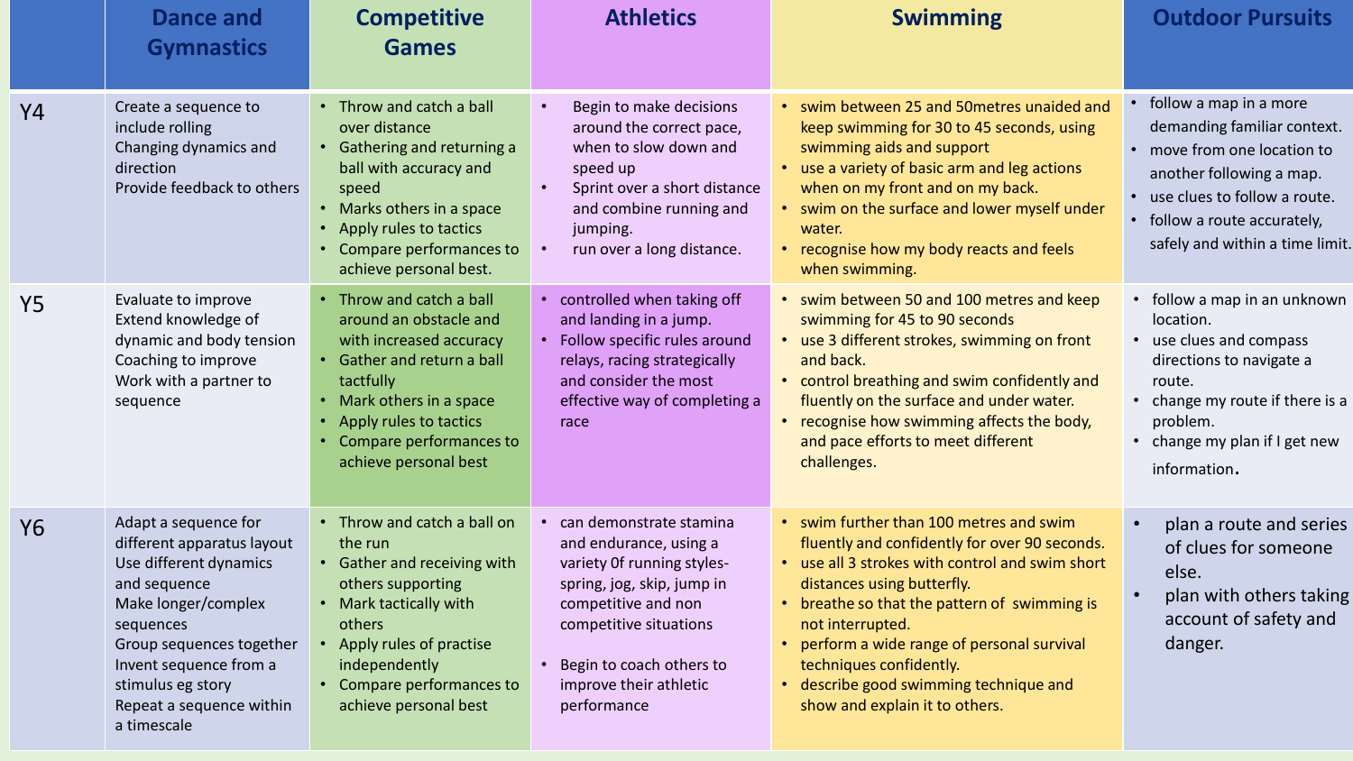| | Dance and Gymnastics | Competitive Games | Athletics | Swimming | Outdoor Pursuits |
|---|---|---|---|---|---|
| Y4 | Create a sequence to include rolling<br>Changing dynamics and direction<br>Provide feedback to others | • Throw and catch a ball over distance<br>• Gathering and returning a ball with accuracy and speed<br>• Marks others in a space<br>• Apply rules to tactics<br>• Compare performances to achieve personal best. | • Begin to make decisions around the correct pace, when to slow down and speed up<br>• Sprint over a short distance and combine running and jumping.<br>• run over a long distance. | • swim between 25 and 50metres unaided and keep swimming for 30 to 45 seconds, using swimming aids and support<br>• use a variety of basic arm and leg actions when on my front and on my back.<br>• swim on the surface and lower myself under water.<br>• recognise how my body reacts and feels when swimming. | • follow a map in a more demanding familiar context.<br>• move from one location to another following a map.<br>• use clues to follow a route.<br>• follow a route accurately, safely and within a time limit. |
| Y5 | Evaluate to improve<br>Extend knowledge of dynamic and body tension<br>Coaching to improve<br>Work with a partner to sequence | • Throw and catch a ball around an obstacle and with increased accuracy<br>• Gather and return a ball tactfully<br>• Mark others in a space<br>• Apply rules to tactics<br>• Compare performances to achieve personal best | • controlled when taking off and landing in a jump.<br>• Follow specific rules around relays, racing strategically and consider the most effective way of completing a race | • swim between 50 and 100 metres and keep swimming for 45 to 90 seconds<br>• use 3 different strokes, swimming on front and back.<br>• control breathing and swim confidently and fluently on the surface and under water.<br>• recognise how swimming affects the body, and pace efforts to meet different challenges. | • follow a map in an unknown location.<br>• use clues and compass directions to navigate a route.<br>• change my route if there is a problem.<br>• change my plan if I get new information. |
| Y6 | Adapt a sequence for different apparatus layout<br>Use different dynamics and sequence<br>Make longer/complex sequences<br>Group sequences together<br>Invent sequence from a stimulus eg story<br>Repeat a sequence within a timescale | • Throw and catch a ball on the run<br>• Gather and receiving with others supporting<br>• Mark tactically with others<br>• Apply rules of practise independently<br>• Compare performances to achieve personal best | • can demonstrate stamina and endurance, using a variety 0f running styles- spring, jog, skip, jump in competitive and non competitive situations<br>• Begin to coach others to improve their athletic performance | • swim further than 100 metres and swim fluently and confidently for over 90 seconds.<br>• use all 3 strokes with control and swim short distances using butterfly.<br>• breathe so that the pattern of swimming is not interrupted.<br>• perform a wide range of personal survival techniques confidently.<br>• describe good swimming technique and show and explain it to others. | • plan a route and series of clues for someone else.<br>• plan with others taking account of safety and danger. |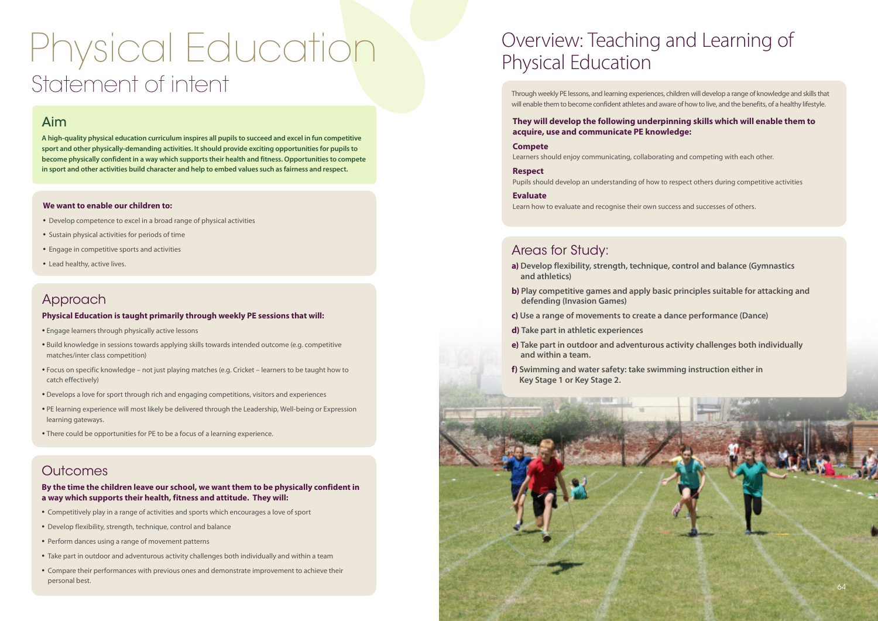# Physical Education

## Statement of intent

### Aim

**A high-quality physical education curriculum inspires all pupils to succeed and excel in fun competitive sport and other physically-demanding activities. It should provide exciting opportunities for pupils to become physically confident in a way which supports their health and fitness. Opportunities to compete in sport and other activities build character and help to embed values such as fairness and respect.**

**We want to enable our children to:**

- Develop competence to excel in a broad range of physical activities
- Sustain physical activities for periods of time
- Engage in competitive sports and activities
- Lead healthy, active lives.

### Approach

**Physical Education is taught primarily through weekly PE sessions that will:**

- Engage learners through physically active lessons
- Build knowledge in sessions towards applying skills towards intended outcome (e.g. competitive matches/inter class competition)
- Focus on specific knowledge – not just playing matches (e.g. Cricket – learners to be taught how to catch effectively)
- Develops a love for sport through rich and engaging competitions, visitors and experiences
- PE learning experience will most likely be delivered through the Leadership, Well-being or Expression learning gateways.
- There could be opportunities for PE to be a focus of a learning experience.

### Outcomes

**By the time the children leave our school, we want them to be physically confident in a way which supports their health, fitness and attitude. They will:**

- Competitively play in a range of activities and sports which encourages a love of sport
- Develop flexibility, strength, technique, control and balance
- Perform dances using a range of movement patterns
- Take part in outdoor and adventurous activity challenges both individually and within a team
- Compare their performances with previous ones and demonstrate improvement to achieve their personal best.

## Overview: Teaching and Learning of Physical Education

Through weekly PE lessons, and learning experiences, children will develop a range of knowledge and skills that will enable them to become confident athletes and aware of how to live, and the benefits, of a healthy lifestyle.

**They will develop the following underpinning skills which will enable them to acquire, use and communicate PE knowledge:**

**Compete**
Learners should enjoy communicating, collaborating and competing with each other.

**Respect**
Pupils should develop an understanding of how to respect others during competitive activities

**Evaluate**
Learn how to evaluate and recognise their own success and successes of others.

### Areas for Study:

**a)** **Develop flexibility, strength, technique, control and balance (Gymnastics and athletics)**

**b)** **Play competitive games and apply basic principles suitable for attacking and defending (Invasion Games)**

**c)** **Use a range of movements to create a dance performance (Dance)**

**d)** **Take part in athletic experiences**

**e)** **Take part in outdoor and adventurous activity challenges both individually and within a team.**

**f)** **Swimming and water safety: take swimming instruction either in Key Stage 1 or Key Stage 2.**